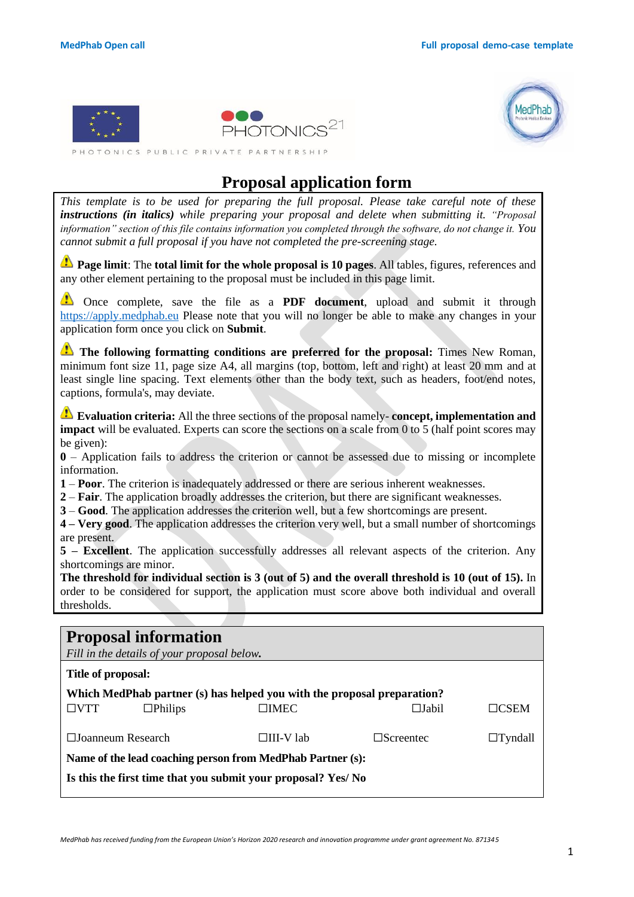# Proposal application form

*This template is to be used for preparing the full proposal. Please take careful note of these* ***instructions (in italics)*** *while preparing your proposal and delete when submitting it. "Proposal information" section of this file contains information you completed through the software, do not change it. You cannot submit a full proposal if you have not completed the pre-screening stage.*

⚠ **Page limit**: The **total limit for the whole proposal is 10 pages**. All tables, figures, references and any other element pertaining to the proposal must be included in this page limit.

⚠ Once complete, save the file as a **PDF document**, upload and submit it through https://apply.medphab.eu Please note that you will no longer be able to make any changes in your application form once you click on **Submit**.

⚠ **The following formatting conditions are preferred for the proposal:** Times New Roman, minimum font size 11, page size A4, all margins (top, bottom, left and right) at least 20 mm and at least single line spacing. Text elements other than the body text, such as headers, foot/end notes, captions, formula's, may deviate.

⚠ **Evaluation criteria:** All the three sections of the proposal namely- **concept, implementation and impact** will be evaluated. Experts can score the sections on a scale from 0 to 5 (half point scores may be given):

**0** – Application fails to address the criterion or cannot be assessed due to missing or incomplete information.
**1** – **Poor**. The criterion is inadequately addressed or there are serious inherent weaknesses.
**2** – **Fair**. The application broadly addresses the criterion, but there are significant weaknesses.
**3** – **Good**. The application addresses the criterion well, but a few shortcomings are present.
**4 – Very good**. The application addresses the criterion very well, but a small number of shortcomings are present.
**5 – Excellent**. The application successfully addresses all relevant aspects of the criterion. Any shortcomings are minor.
**The threshold for individual section is 3 (out of 5) and the overall threshold is 10 (out of 15).** In order to be considered for support, the application must score above both individual and overall thresholds.

## Proposal information

*Fill in the details of your proposal below.*

**Title of proposal:**

**Which MedPhab partner (s) has helped you with the proposal preparation?**

☐VTT ☐Philips ☐IMEC ☐Jabil ☐CSEM

☐Joanneum Research ☐III-V lab ☐Screentec ☐Tyndall

**Name of the lead coaching person from MedPhab Partner (s):**

**Is this the first time that you submit your proposal? Yes/ No**

*MedPhab has received funding from the European Union's Horizon 2020 research and innovation programme under grant agreement No. 871345*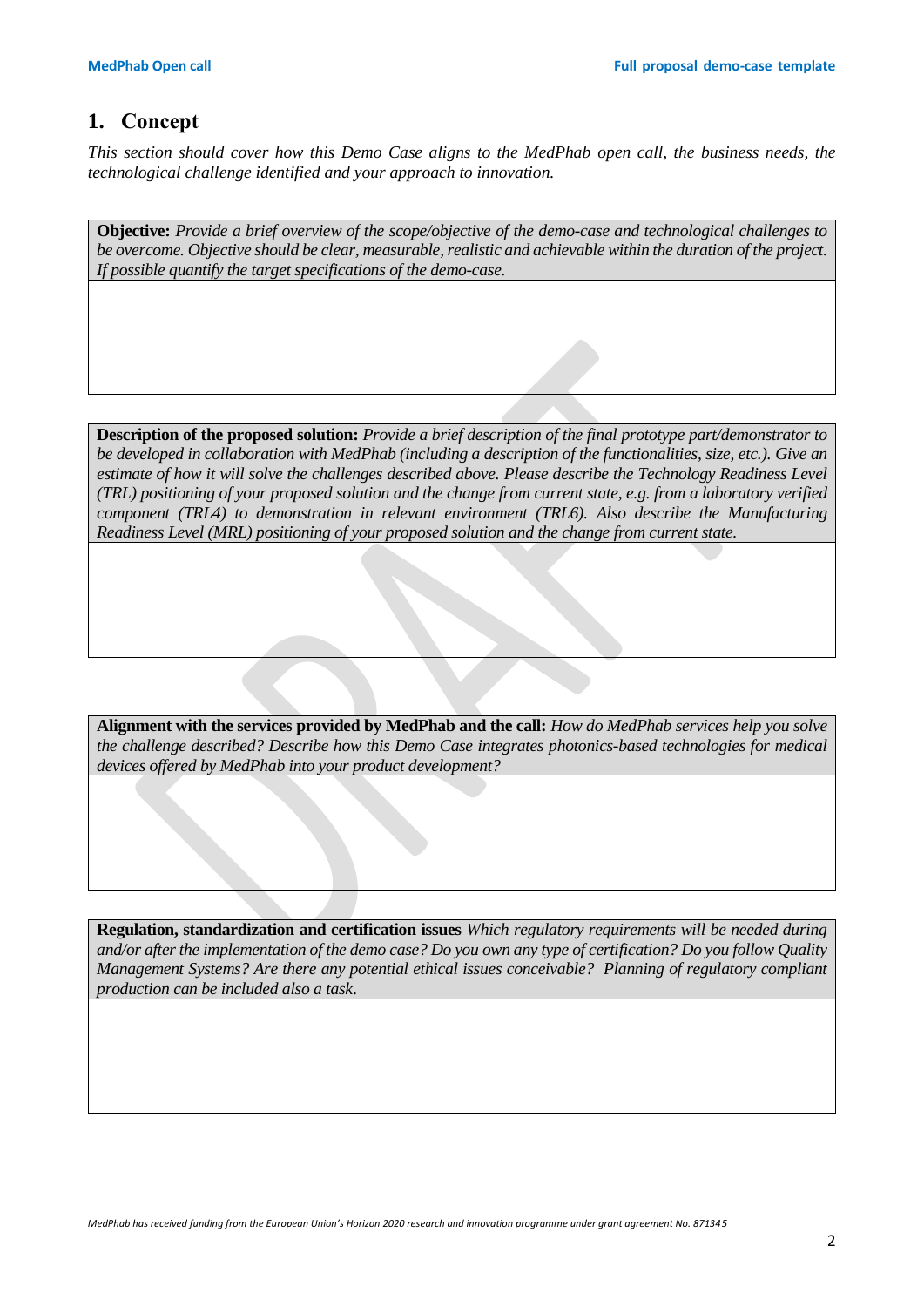## 1. Concept

*This section should cover how this Demo Case aligns to the MedPhab open call, the business needs, the technological challenge identified and your approach to innovation.*

| **Objective:** *Provide a brief overview of the scope/objective of the demo-case and technological challenges to be overcome. Objective should be clear, measurable, realistic and achievable within the duration of the project. If possible quantify the target specifications of the demo-case.* |
|---|
| |

| **Description of the proposed solution:** *Provide a brief description of the final prototype part/demonstrator to be developed in collaboration with MedPhab (including a description of the functionalities, size, etc.). Give an estimate of how it will solve the challenges described above. Please describe the Technology Readiness Level (TRL) positioning of your proposed solution and the change from current state, e.g. from a laboratory verified component (TRL4) to demonstration in relevant environment (TRL6). Also describe the Manufacturing Readiness Level (MRL) positioning of your proposed solution and the change from current state.* |
|---|
| |

| **Alignment with the services provided by MedPhab and the call:** *How do MedPhab services help you solve the challenge described? Describe how this Demo Case integrates photonics-based technologies for medical devices offered by MedPhab into your product development?* |
|---|
| |

| **Regulation, standardization and certification issues** *Which regulatory requirements will be needed during and/or after the implementation of the demo case? Do you own any type of certification? Do you follow Quality Management Systems? Are there any potential ethical issues conceivable? Planning of regulatory compliant production can be included also a task.* |
|---|
| |

*MedPhab has received funding from the European Union's Horizon 2020 research and innovation programme under grant agreement No. 871345*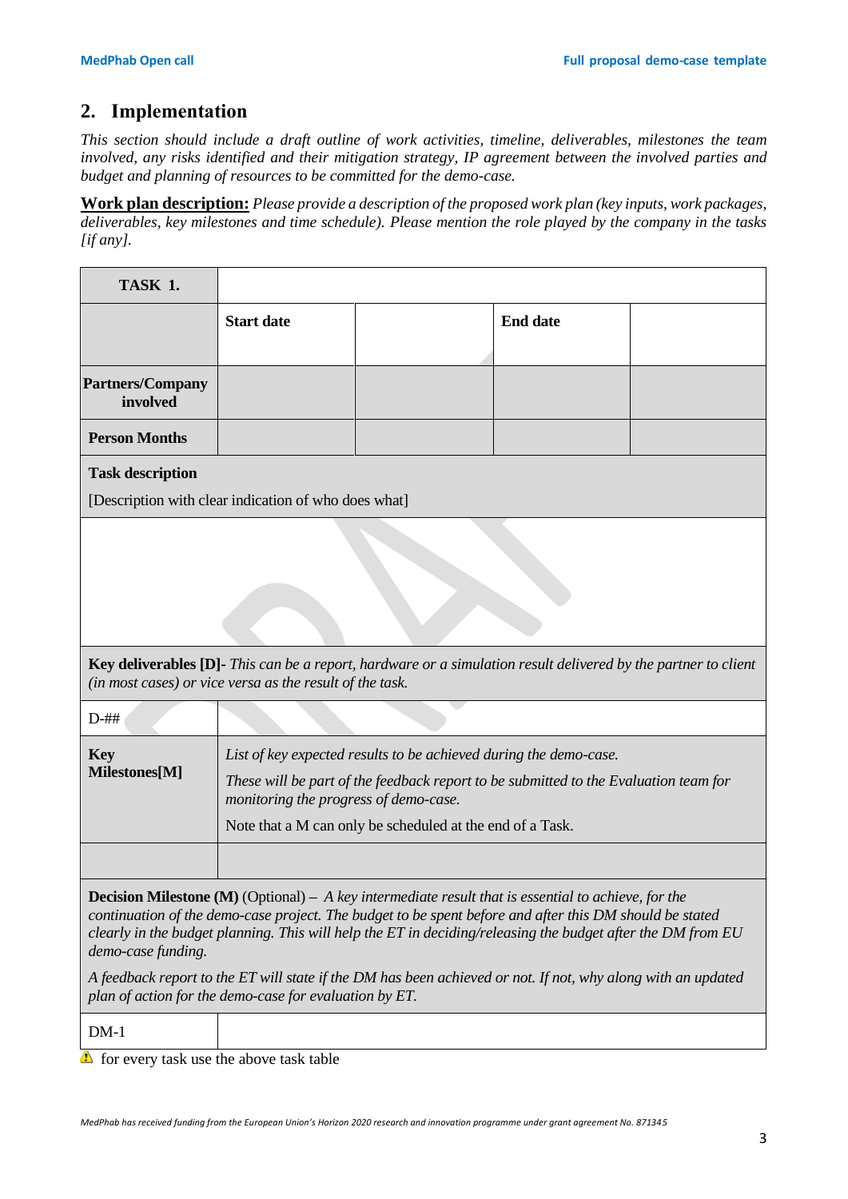## 2. Implementation

*This section should include a draft outline of work activities, timeline, deliverables, milestones the team involved, any risks identified and their mitigation strategy, IP agreement between the involved parties and budget and planning of resources to be committed for the demo-case.*

**Work plan description:** *Please provide a description of the proposed work plan (key inputs, work packages, deliverables, key milestones and time schedule). Please mention the role played by the company in the tasks [if any].*

| **TASK 1.** | | | | |
|---|---|---|---|---|
| | **Start date** | | **End date** | |
| **Partners/Company involved** | | | | |
| **Person Months** | | | | |
| **Task description**<br>[Description with clear indication of who does what] | | | | |
| | | | | |
| **Key deliverables [D]**- *This can be a report, hardware or a simulation result delivered by the partner to client (in most cases) or vice versa as the result of the task.* | | | | |
| D-## | | | | |
| **Key Milestones[M]** | *List of key expected results to be achieved during the demo-case.*<br>*These will be part of the feedback report to be submitted to the Evaluation team for monitoring the progress of demo-case.*<br>Note that a M can only be scheduled at the end of a Task. | | | |
| | | | | |
| **Decision Milestone (M)** (Optional) – *A key intermediate result that is essential to achieve, for the continuation of the demo-case project. The budget to be spent before and after this DM should be stated clearly in the budget planning. This will help the ET in deciding/releasing the budget after the DM from EU demo-case funding.*<br>*A feedback report to the ET will state if the DM has been achieved or not. If not, why along with an updated plan of action for the demo-case for evaluation by ET.* | | | | |
| DM-1 | | | | |

⚠ for every task use the above task table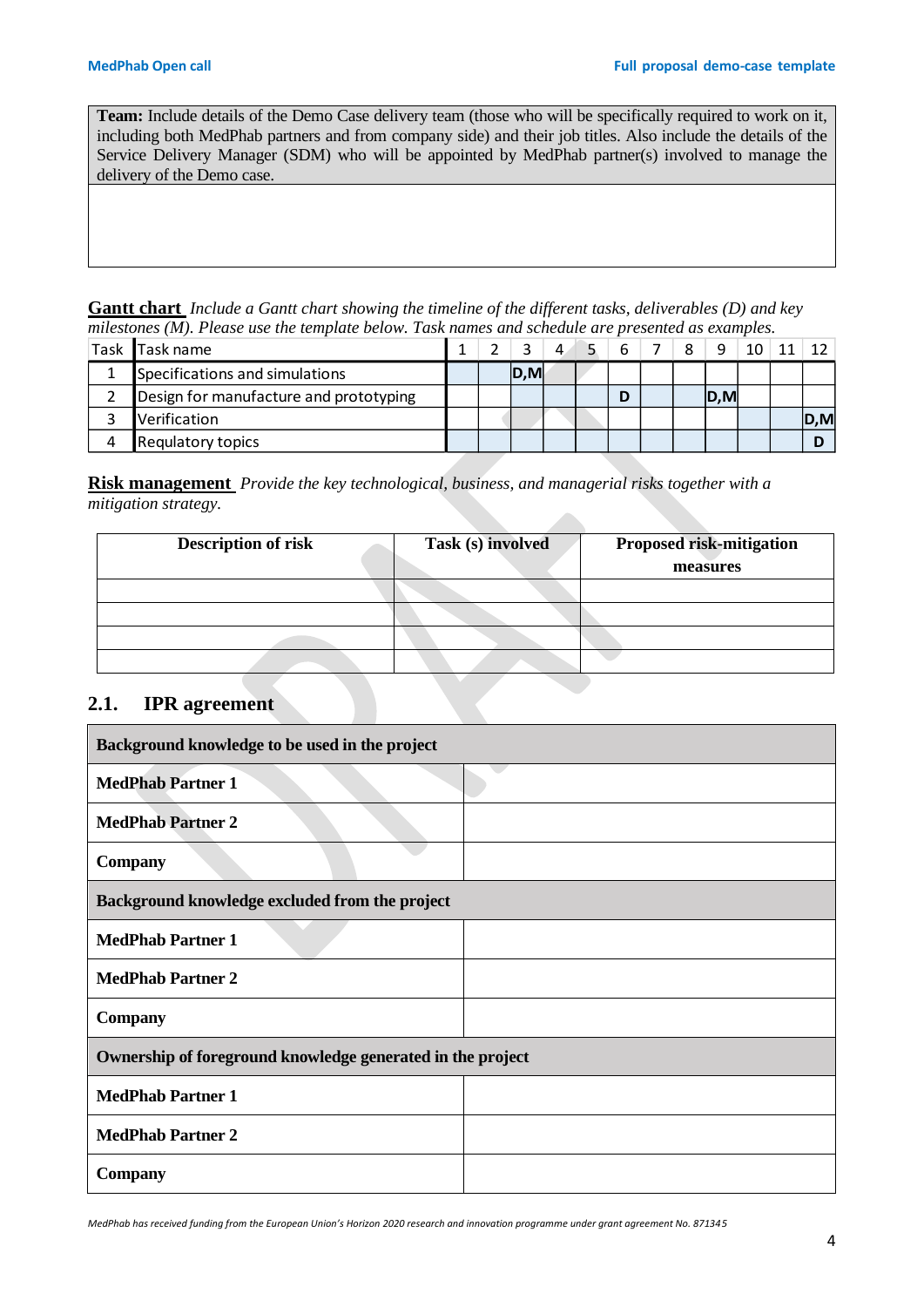| **Team:** Include details of the Demo Case delivery team (those who will be specifically required to work on it, including both MedPhab partners and from company side) and their job titles. Also include the details of the Service Delivery Manager (SDM) who will be appointed by MedPhab partner(s) involved to manage the delivery of the Demo case. |
|---|
| |

**Gantt chart** *Include a Gantt chart showing the timeline of the different tasks, deliverables (D) and key milestones (M). Please use the template below. Task names and schedule are presented as examples.*

| Task | Task name | 1 | 2 | 3 | 4 | 5 | 6 | 7 | 8 | 9 | 10 | 11 | 12 |
|---|---|---|---|---|---|---|---|---|---|---|---|---|---|
| 1 | Specifications and simulations | | | D,M | | | | | | | | | |
| 2 | Design for manufacture and prototyping | | | | | | D | | | D,M | | | |
| 3 | Verification | | | | | | | | | | | | D,M |
| 4 | Requlatory topics | | | | | | | | | | | | D |

**Risk management** *Provide the key technological, business, and managerial risks together with a mitigation strategy.*

| Description of risk | Task (s) involved | Proposed risk-mitigation measures |
|---|---|---|
| | | |
| | | |
| | | |
| | | |

## 2.1. IPR agreement

| **Background knowledge to be used in the project** | |
|---|---|
| **MedPhab Partner 1** | |
| **MedPhab Partner 2** | |
| **Company** | |
| **Background knowledge excluded from the project** | |
| **MedPhab Partner 1** | |
| **MedPhab Partner 2** | |
| **Company** | |
| **Ownership of foreground knowledge generated in the project** | |
| **MedPhab Partner 1** | |
| **MedPhab Partner 2** | |
| **Company** | |

*MedPhab has received funding from the European Union's Horizon 2020 research and innovation programme under grant agreement No. 871345*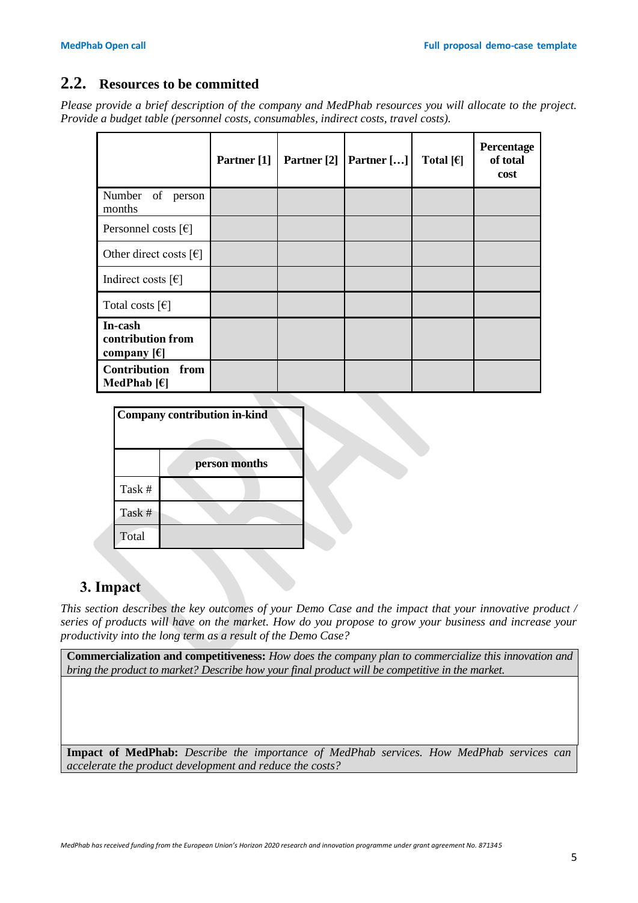## 2.2. Resources to be committed

*Please provide a brief description of the company and MedPhab resources you will allocate to the project. Provide a budget table (personnel costs, consumables, indirect costs, travel costs).*

| | **Partner [1]** | **Partner [2]** | **Partner […]** | **Total [€]** | **Percentage of total cost** |
|---|---|---|---|---|---|
| Number of person months | | | | | |
| Personnel costs [€] | | | | | |
| Other direct costs [€] | | | | | |
| Indirect costs [€] | | | | | |
| Total costs [€] | | | | | |
| **In-cash contribution from company [€]** | | | | | |
| **Contribution from MedPhab [€]** | | | | | |

| **Company contribution in-kind** | |
|---|---|
| | **person months** |
| Task # | |
| Task # | |
| Total | |

# 3. Impact

*This section describes the key outcomes of your Demo Case and the impact that your innovative product / series of products will have on the market. How do you propose to grow your business and increase your productivity into the long term as a result of the Demo Case?*

| **Commercialization and competitiveness:** *How does the company plan to commercialize this innovation and bring the product to market? Describe how your final product will be competitive in the market.* |
|---|
| |
| **Impact of MedPhab:** *Describe the importance of MedPhab services. How MedPhab services can accelerate the product development and reduce the costs?* |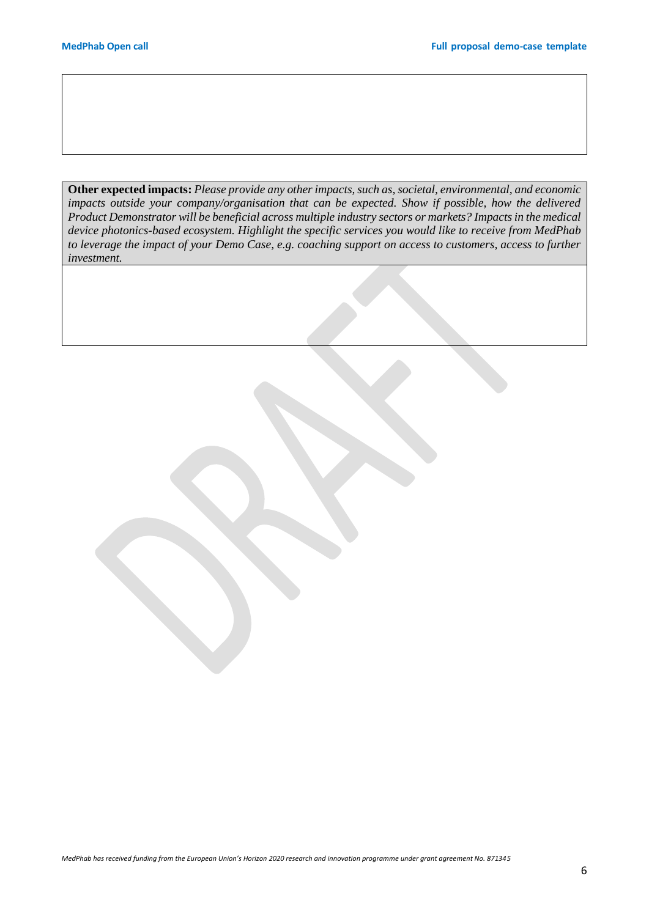**Other expected impacts:** *Please provide any other impacts, such as, societal, environmental, and economic impacts outside your company/organisation that can be expected. Show if possible, how the delivered Product Demonstrator will be beneficial across multiple industry sectors or markets? Impacts in the medical device photonics-based ecosystem. Highlight the specific services you would like to receive from MedPhab to leverage the impact of your Demo Case, e.g. coaching support on access to customers, access to further investment.*

MedPhab has received funding from the European Union's Horizon 2020 research and innovation programme under grant agreement No. 871345